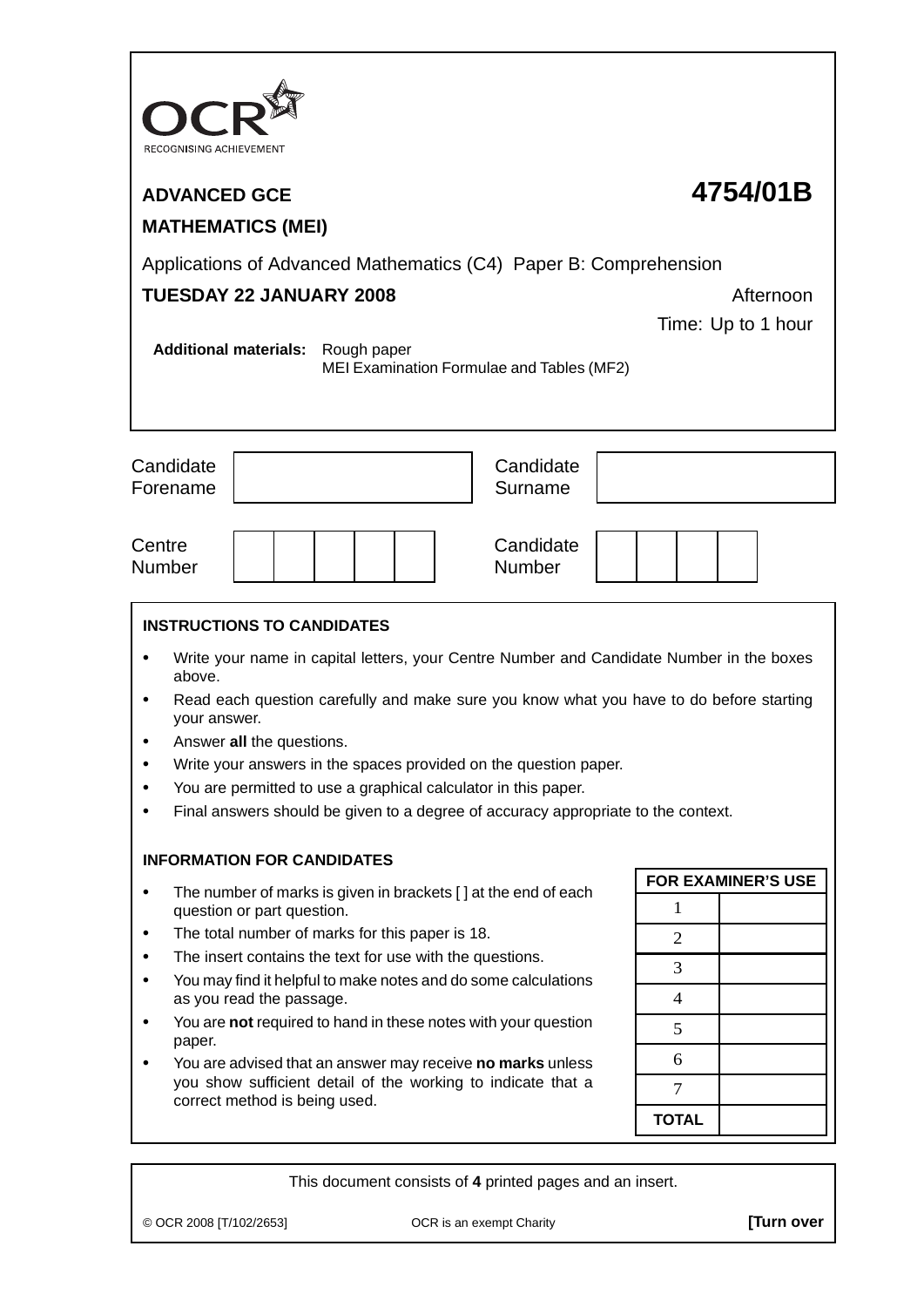OCR RECOGNISING ACHIEVEMENT

**ADVANCED GCE** **4754/01B**

**MATHEMATICS (MEI)**

Applications of Advanced Mathematics (C4) Paper B: Comprehension

**TUESDAY 22 JANUARY 2008** Afternoon

Time: Up to 1 hour

**Additional materials:** Rough paper
MEI Examination Formulae and Tables (MF2)

| Candidate Forename | | Candidate Surname | |
|---|---|---|---|

| Centre Number | | | | | | Candidate Number | | | | |
|---|---|---|---|---|---|---|---|---|---|---|

**INSTRUCTIONS TO CANDIDATES**

- Write your name in capital letters, your Centre Number and Candidate Number in the boxes above.
- Read each question carefully and make sure you know what you have to do before starting your answer.
- Answer **all** the questions.
- Write your answers in the spaces provided on the question paper.
- You are permitted to use a graphical calculator in this paper.
- Final answers should be given to a degree of accuracy appropriate to the context.

**INFORMATION FOR CANDIDATES**

- The number of marks is given in brackets [ ] at the end of each question or part question.
- The total number of marks for this paper is 18.
- The insert contains the text for use with the questions.
- You may find it helpful to make notes and do some calculations as you read the passage.
- You are **not** required to hand in these notes with your question paper.
- You are advised that an answer may receive **no marks** unless you show sufficient detail of the working to indicate that a correct method is being used.

| FOR EXAMINER'S USE | |
|---|---|
| 1 | |
| 2 | |
| 3 | |
| 4 | |
| 5 | |
| 6 | |
| 7 | |
| **TOTAL** | |

This document consists of **4** printed pages and an insert.

© OCR 2008 [T/102/2653] OCR is an exempt Charity **[Turn over**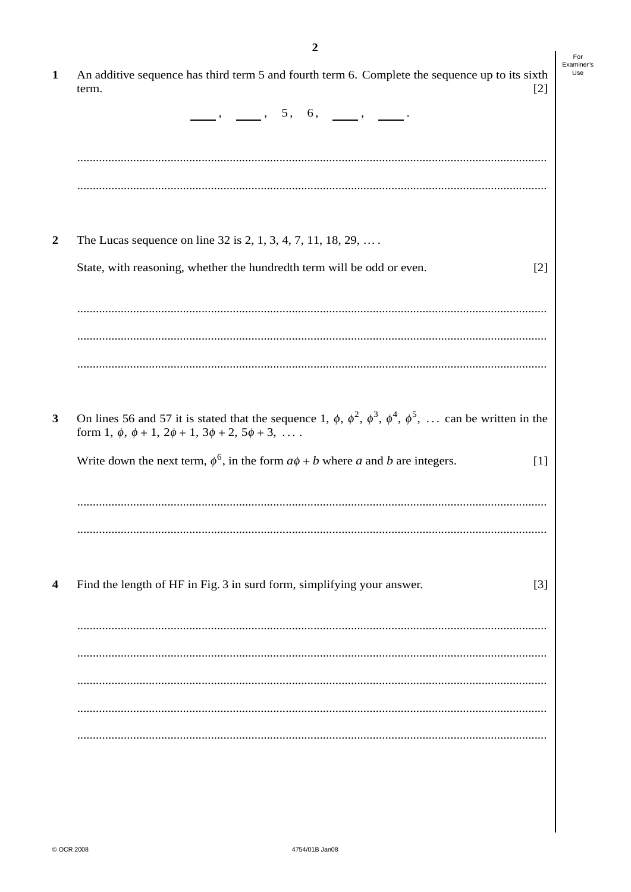**1** An additive sequence has third term 5 and fourth term 6. Complete the sequence up to its sixth term. [2]

\_\_\_\_ , \_\_\_\_ , 5 , 6 , \_\_\_\_ , \_\_\_\_ .

**2** The Lucas sequence on line 32 is 2, 1, 3, 4, 7, 11, 18, 29, … .

State, with reasoning, whether the hundredth term will be odd or even. [2]

**3** On lines 56 and 57 it is stated that the sequence $1, \phi, \phi^2, \phi^3, \phi^4, \phi^5, \ldots$ can be written in the form $1, \phi, \phi + 1, 2\phi + 1, 3\phi + 2, 5\phi + 3, \ldots$ .

Write down the next term, $\phi^6$, in the form $a\phi + b$ where $a$ and $b$ are integers. [1]

**4** Find the length of HF in Fig. 3 in surd form, simplifying your answer. [3]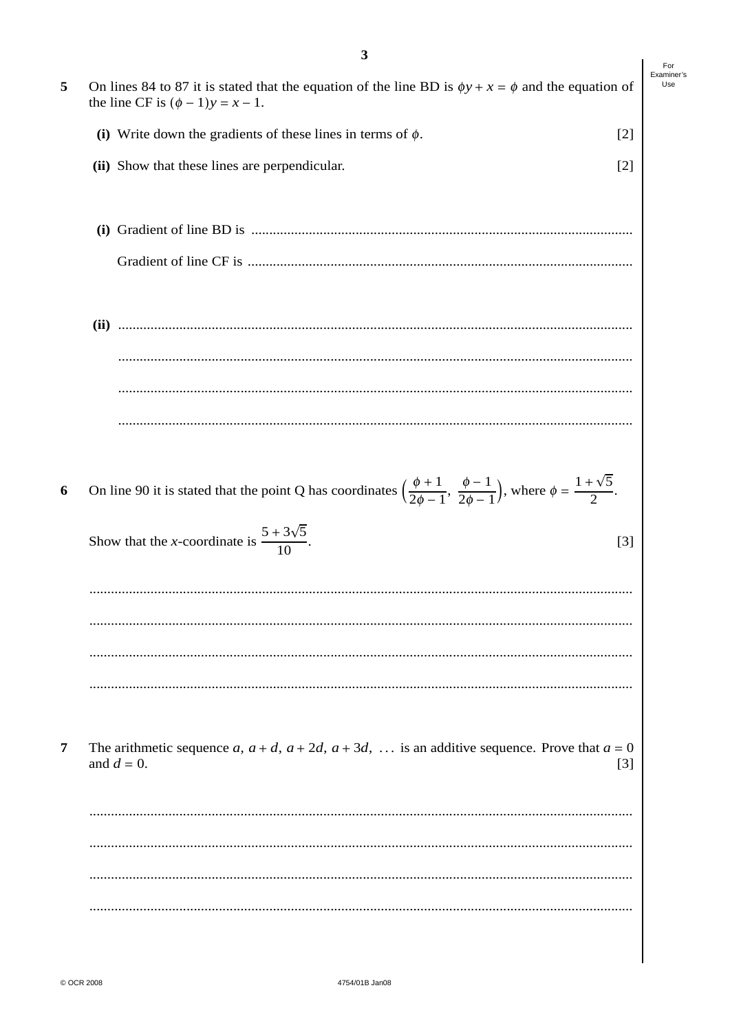**5** On lines 84 to 87 it is stated that the equation of the line BD is $\phi y + x = \phi$ and the equation of the line CF is $(\phi - 1)y = x - 1$.

**(i)** Write down the gradients of these lines in terms of $\phi$. [2]

**(ii)** Show that these lines are perpendicular. [2]

**(i)** Gradient of line BD is ..........................................................................................

Gradient of line CF is ..........................................................................................

**(ii)** ..........................................................................................

..........................................................................................

..........................................................................................

..........................................................................................

**6** On line 90 it is stated that the point Q has coordinates $\left(\dfrac{\phi + 1}{2\phi - 1}, \dfrac{\phi - 1}{2\phi - 1}\right)$, where $\phi = \dfrac{1 + \sqrt{5}}{2}$.

Show that the $x$-coordinate is $\dfrac{5 + 3\sqrt{5}}{10}$. [3]

..........................................................................................

..........................................................................................

..........................................................................................

..........................................................................................

**7** The arithmetic sequence $a, a + d, a + 2d, a + 3d, \ldots$ is an additive sequence. Prove that $a = 0$ and $d = 0$. [3]

..........................................................................................

..........................................................................................

..........................................................................................

..........................................................................................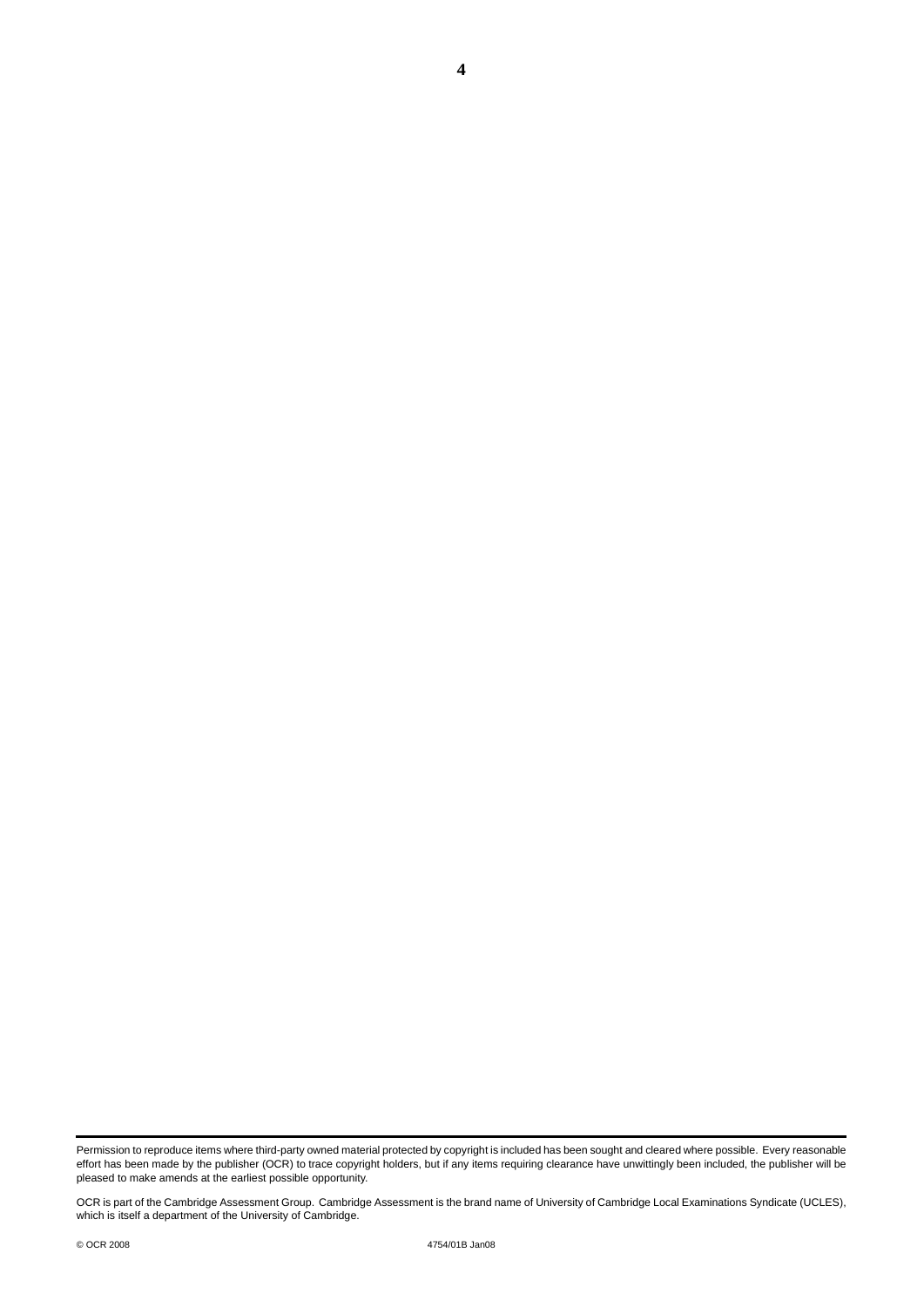Permission to reproduce items where third-party owned material protected by copyright is included has been sought and cleared where possible. Every reasonable effort has been made by the publisher (OCR) to trace copyright holders, but if any items requiring clearance have unwittingly been included, the publisher will be pleased to make amends at the earliest possible opportunity.

OCR is part of the Cambridge Assessment Group. Cambridge Assessment is the brand name of University of Cambridge Local Examinations Syndicate (UCLES), which is itself a department of the University of Cambridge.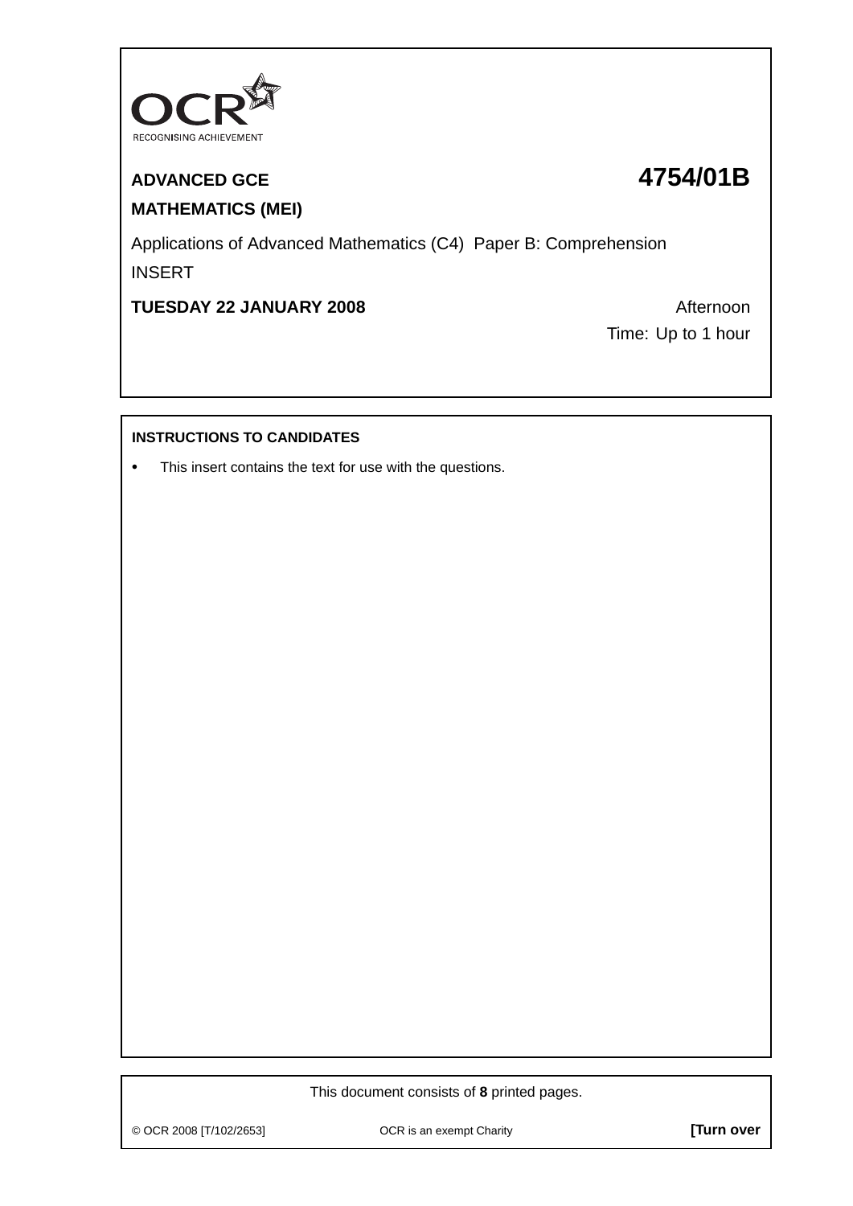**ADVANCED GCE**

**4754/01B**

**MATHEMATICS (MEI)**

Applications of Advanced Mathematics (C4) Paper B: Comprehension

INSERT

**TUESDAY 22 JANUARY 2008**

Afternoon

Time: Up to 1 hour

**INSTRUCTIONS TO CANDIDATES**

- This insert contains the text for use with the questions.

This document consists of **8** printed pages.

© OCR 2008 [T/102/2653] OCR is an exempt Charity **[Turn over**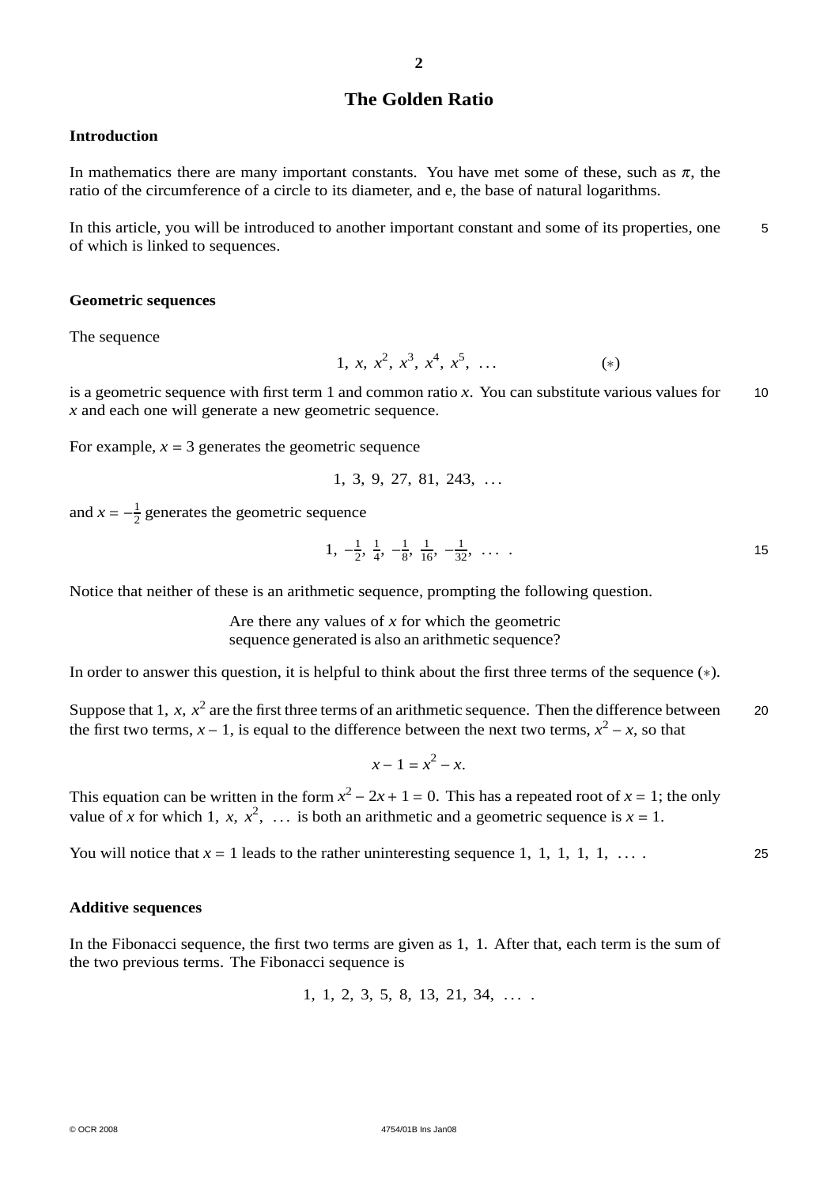# The Golden Ratio

## Introduction

In mathematics there are many important constants. You have met some of these, such as $\pi$, the ratio of the circumference of a circle to its diameter, and e, the base of natural logarithms.

In this article, you will be introduced to another important constant and some of its properties, one of which is linked to sequences.

## Geometric sequences

The sequence

$$1,\ x,\ x^2,\ x^3,\ x^4,\ x^5,\ \ldots \qquad (*)$$

is a geometric sequence with first term 1 and common ratio $x$. You can substitute various values for $x$ and each one will generate a new geometric sequence.

For example, $x = 3$ generates the geometric sequence

$$1,\ 3,\ 9,\ 27,\ 81,\ 243,\ \ldots$$

and $x = -\frac{1}{2}$ generates the geometric sequence

$$1,\ -\tfrac{1}{2},\ \tfrac{1}{4},\ -\tfrac{1}{8},\ \tfrac{1}{16},\ -\tfrac{1}{32},\ \ldots\ .$$

Notice that neither of these is an arithmetic sequence, prompting the following question.

> Are there any values of $x$ for which the geometric sequence generated is also an arithmetic sequence?

In order to answer this question, it is helpful to think about the first three terms of the sequence $(*)$.

Suppose that $1,\ x,\ x^2$ are the first three terms of an arithmetic sequence. Then the difference between the first two terms, $x - 1$, is equal to the difference between the next two terms, $x^2 - x$, so that

$$x - 1 = x^2 - x.$$

This equation can be written in the form $x^2 - 2x + 1 = 0$. This has a repeated root of $x = 1$; the only value of $x$ for which $1,\ x,\ x^2,\ \ldots$ is both an arithmetic and a geometric sequence is $x = 1$.

You will notice that $x = 1$ leads to the rather uninteresting sequence $1,\ 1,\ 1,\ 1,\ 1,\ \ldots$ .

## Additive sequences

In the Fibonacci sequence, the first two terms are given as $1,\ 1$. After that, each term is the sum of the two previous terms. The Fibonacci sequence is

$$1,\ 1,\ 2,\ 3,\ 5,\ 8,\ 13,\ 21,\ 34,\ \ldots\ .$$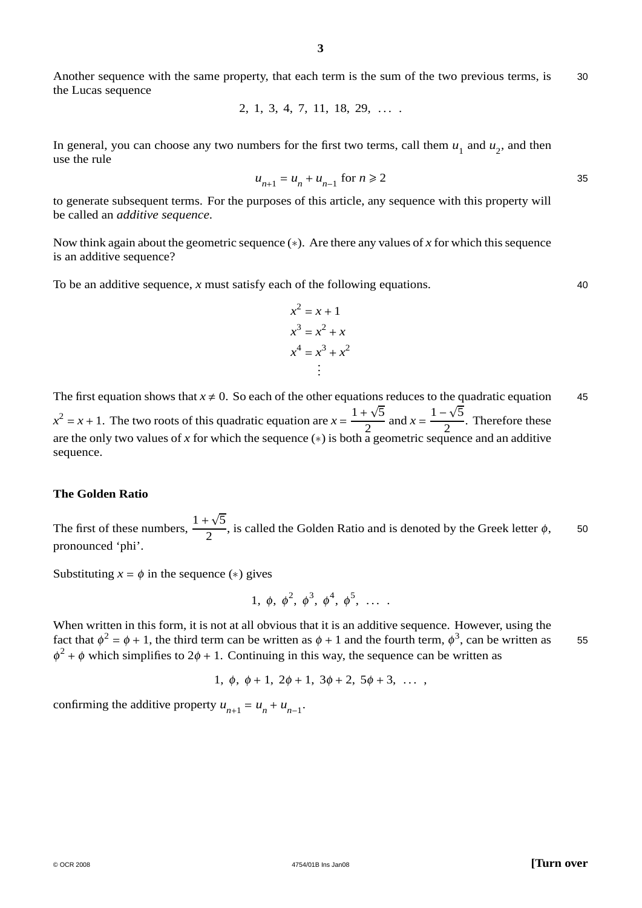Another sequence with the same property, that each term is the sum of the two previous terms, is the Lucas sequence

$$2,\ 1,\ 3,\ 4,\ 7,\ 11,\ 18,\ 29,\ \ldots\ .$$

In general, you can choose any two numbers for the first two terms, call them $u_1$ and $u_2$, and then use the rule

$$u_{n+1} = u_n + u_{n-1} \text{ for } n \geqslant 2$$

to generate subsequent terms. For the purposes of this article, any sequence with this property will be called an *additive sequence*.

Now think again about the geometric sequence $(*)$. Are there any values of $x$ for which this sequence is an additive sequence?

To be an additive sequence, $x$ must satisfy each of the following equations.

$$\begin{aligned} x^2 &= x + 1 \\ x^3 &= x^2 + x \\ x^4 &= x^3 + x^2 \\ &\ \vdots \end{aligned}$$

The first equation shows that $x \neq 0$. So each of the other equations reduces to the quadratic equation $x^2 = x + 1$. The two roots of this quadratic equation are $x = \dfrac{1+\sqrt{5}}{2}$ and $x = \dfrac{1-\sqrt{5}}{2}$. Therefore these are the only two values of $x$ for which the sequence $(*)$ is both a geometric sequence and an additive sequence.

## The Golden Ratio

The first of these numbers, $\dfrac{1+\sqrt{5}}{2}$, is called the Golden Ratio and is denoted by the Greek letter $\phi$, pronounced 'phi'.

Substituting $x = \phi$ in the sequence $(*)$ gives

$$1,\ \phi,\ \phi^2,\ \phi^3,\ \phi^4,\ \phi^5,\ \ldots\ .$$

When written in this form, it is not at all obvious that it is an additive sequence. However, using the fact that $\phi^2 = \phi + 1$, the third term can be written as $\phi + 1$ and the fourth term, $\phi^3$, can be written as $\phi^2 + \phi$ which simplifies to $2\phi + 1$. Continuing in this way, the sequence can be written as

$$1,\ \phi,\ \phi+1,\ 2\phi+1,\ 3\phi+2,\ 5\phi+3,\ \ldots\ ,$$

confirming the additive property $u_{n+1} = u_n + u_{n-1}$.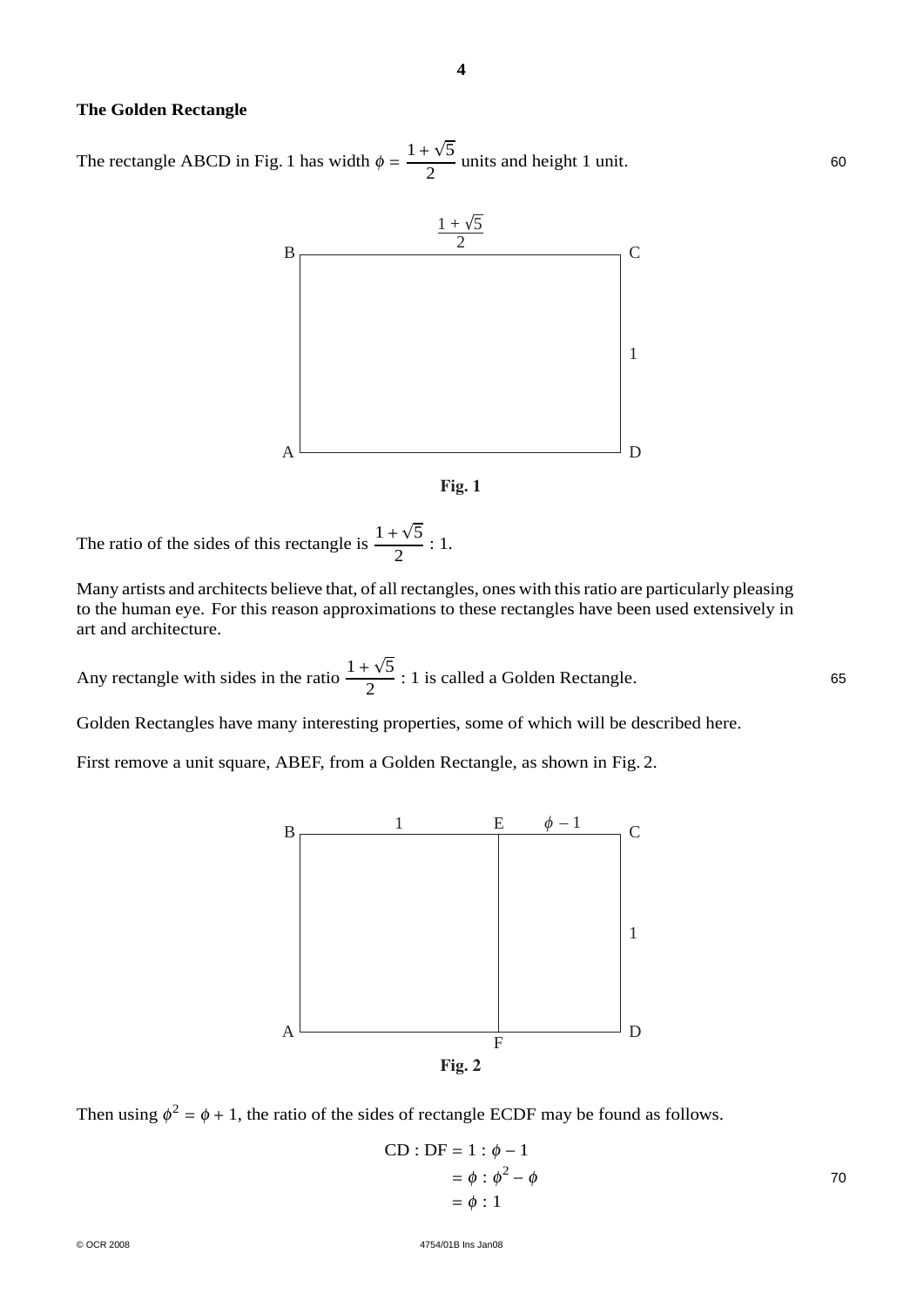## The Golden Rectangle

The rectangle ABCD in Fig. 1 has width $\phi = \frac{1+\sqrt{5}}{2}$ units and height 1 unit.

Fig. 1

The ratio of the sides of this rectangle is $\frac{1+\sqrt{5}}{2} : 1$.

Many artists and architects believe that, of all rectangles, ones with this ratio are particularly pleasing to the human eye. For this reason approximations to these rectangles have been used extensively in art and architecture.

Any rectangle with sides in the ratio $\frac{1+\sqrt{5}}{2} : 1$ is called a Golden Rectangle.

Golden Rectangles have many interesting properties, some of which will be described here.

First remove a unit square, ABEF, from a Golden Rectangle, as shown in Fig. 2.

Fig. 2

Then using $\phi^2 = \phi + 1$, the ratio of the sides of rectangle ECDF may be found as follows.

$$
\begin{aligned}
\text{CD} : \text{DF} &= 1 : \phi - 1 \\
&= \phi : \phi^2 - \phi \\
&= \phi : 1
\end{aligned}
$$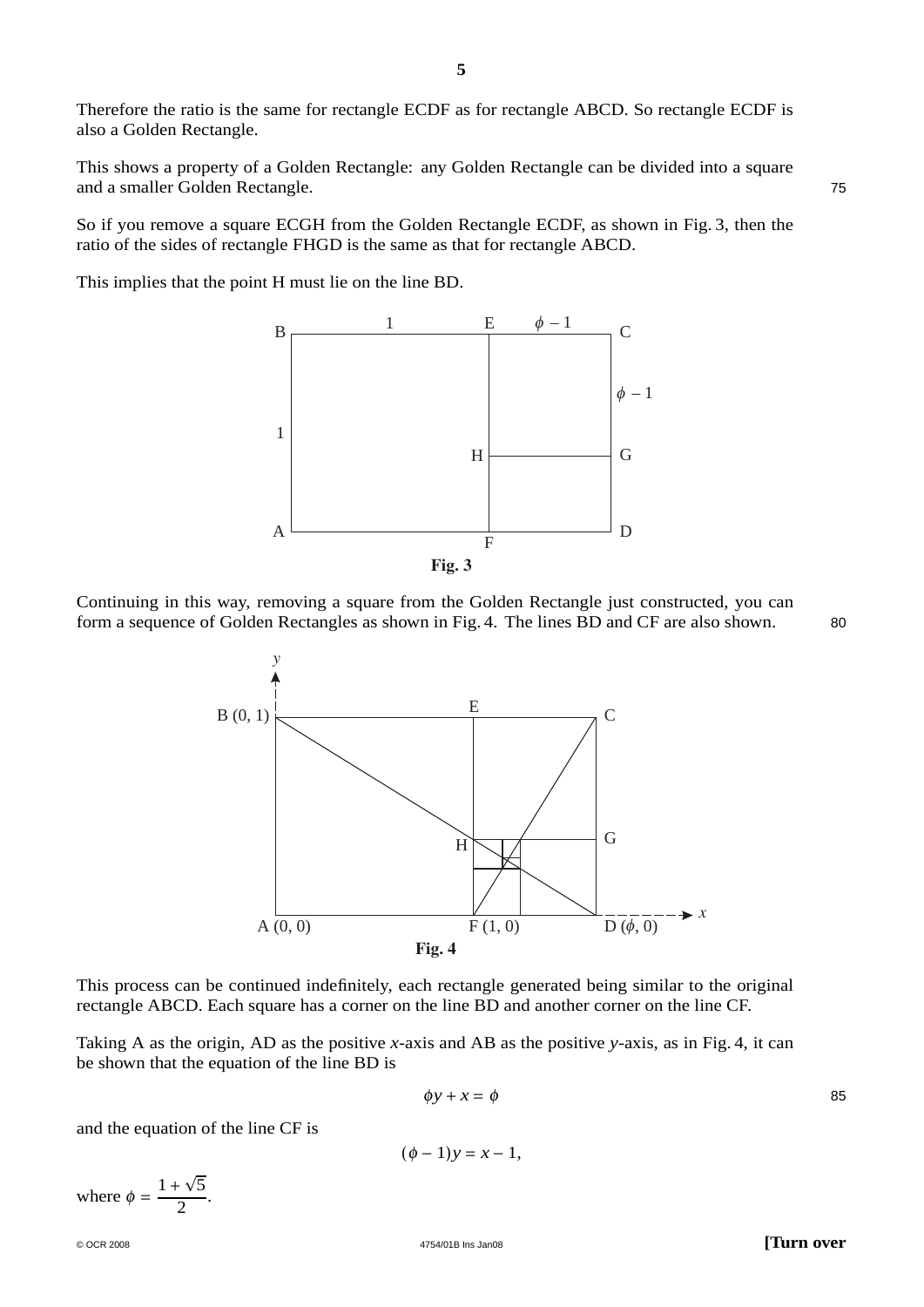Therefore the ratio is the same for rectangle ECDF as for rectangle ABCD. So rectangle ECDF is also a Golden Rectangle.

This shows a property of a Golden Rectangle: any Golden Rectangle can be divided into a square and a smaller Golden Rectangle.

So if you remove a square ECGH from the Golden Rectangle ECDF, as shown in Fig. 3, then the ratio of the sides of rectangle FHGD is the same as that for rectangle ABCD.

This implies that the point H must lie on the line BD.

**Fig. 3**

Continuing in this way, removing a square from the Golden Rectangle just constructed, you can form a sequence of Golden Rectangles as shown in Fig. 4. The lines BD and CF are also shown.

**Fig. 4**

This process can be continued indefinitely, each rectangle generated being similar to the original rectangle ABCD. Each square has a corner on the line BD and another corner on the line CF.

Taking A as the origin, AD as the positive $x$-axis and AB as the positive $y$-axis, as in Fig. 4, it can be shown that the equation of the line BD is

$$\phi y + x = \phi$$

and the equation of the line CF is

$$(\phi - 1)y = x - 1,$$

where $\phi = \frac{1 + \sqrt{5}}{2}$.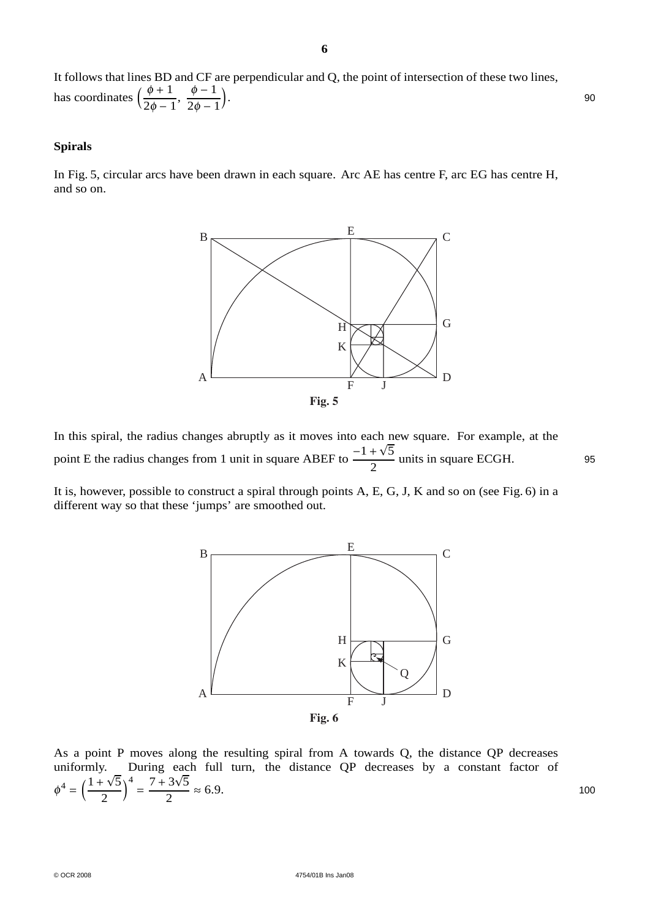It follows that lines BD and CF are perpendicular and Q, the point of intersection of these two lines, has coordinates $\left(\frac{\phi + 1}{2\phi - 1}, \frac{\phi - 1}{2\phi - 1}\right)$.

### Spirals

In Fig. 5, circular arcs have been drawn in each square. Arc AE has centre F, arc EG has centre H, and so on.

**Fig. 5**

In this spiral, the radius changes abruptly as it moves into each new square. For example, at the point E the radius changes from 1 unit in square ABEF to $\frac{-1 + \sqrt{5}}{2}$ units in square ECGH.

It is, however, possible to construct a spiral through points A, E, G, J, K and so on (see Fig. 6) in a different way so that these 'jumps' are smoothed out.

**Fig. 6**

As a point P moves along the resulting spiral from A towards Q, the distance QP decreases uniformly. During each full turn, the distance QP decreases by a constant factor of $\phi^4 = \left(\frac{1 + \sqrt{5}}{2}\right)^4 = \frac{7 + 3\sqrt{5}}{2} \approx 6.9$.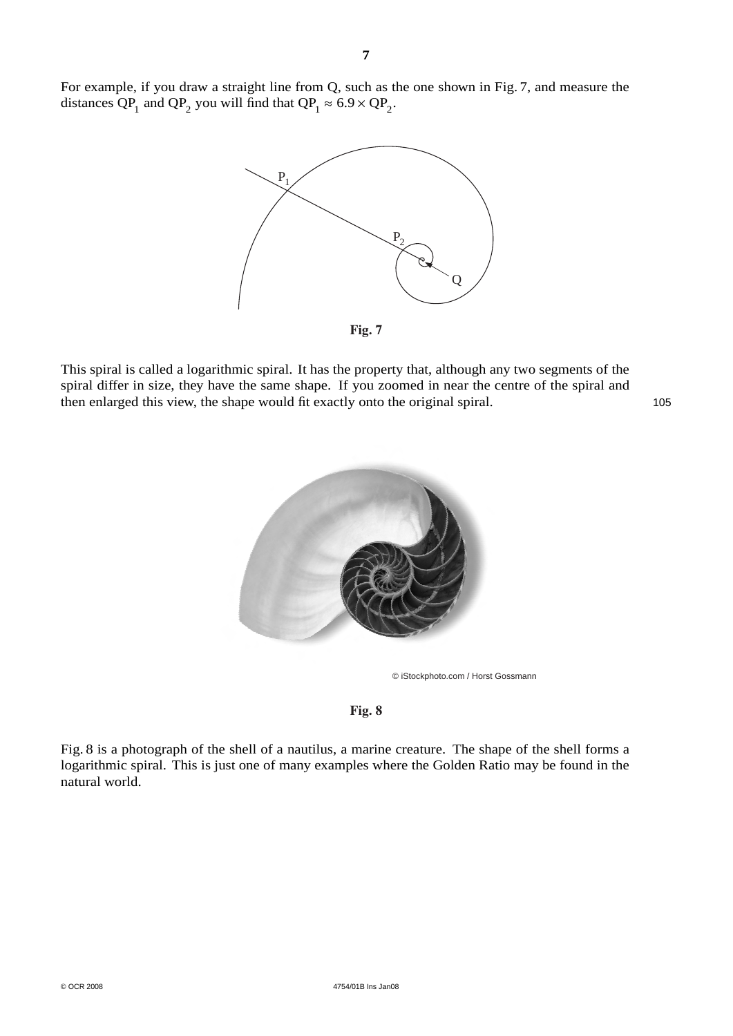For example, if you draw a straight line from Q, such as the one shown in Fig. 7, and measure the distances $QP_1$ and $QP_2$ you will find that $QP_1 \approx 6.9 \times QP_2$.

**Fig. 7**

This spiral is called a logarithmic spiral. It has the property that, although any two segments of the spiral differ in size, they have the same shape. If you zoomed in near the centre of the spiral and then enlarged this view, the shape would fit exactly onto the original spiral.

© iStockphoto.com / Horst Gossmann

**Fig. 8**

Fig. 8 is a photograph of the shell of a nautilus, a marine creature. The shape of the shell forms a logarithmic spiral. This is just one of many examples where the Golden Ratio may be found in the natural world.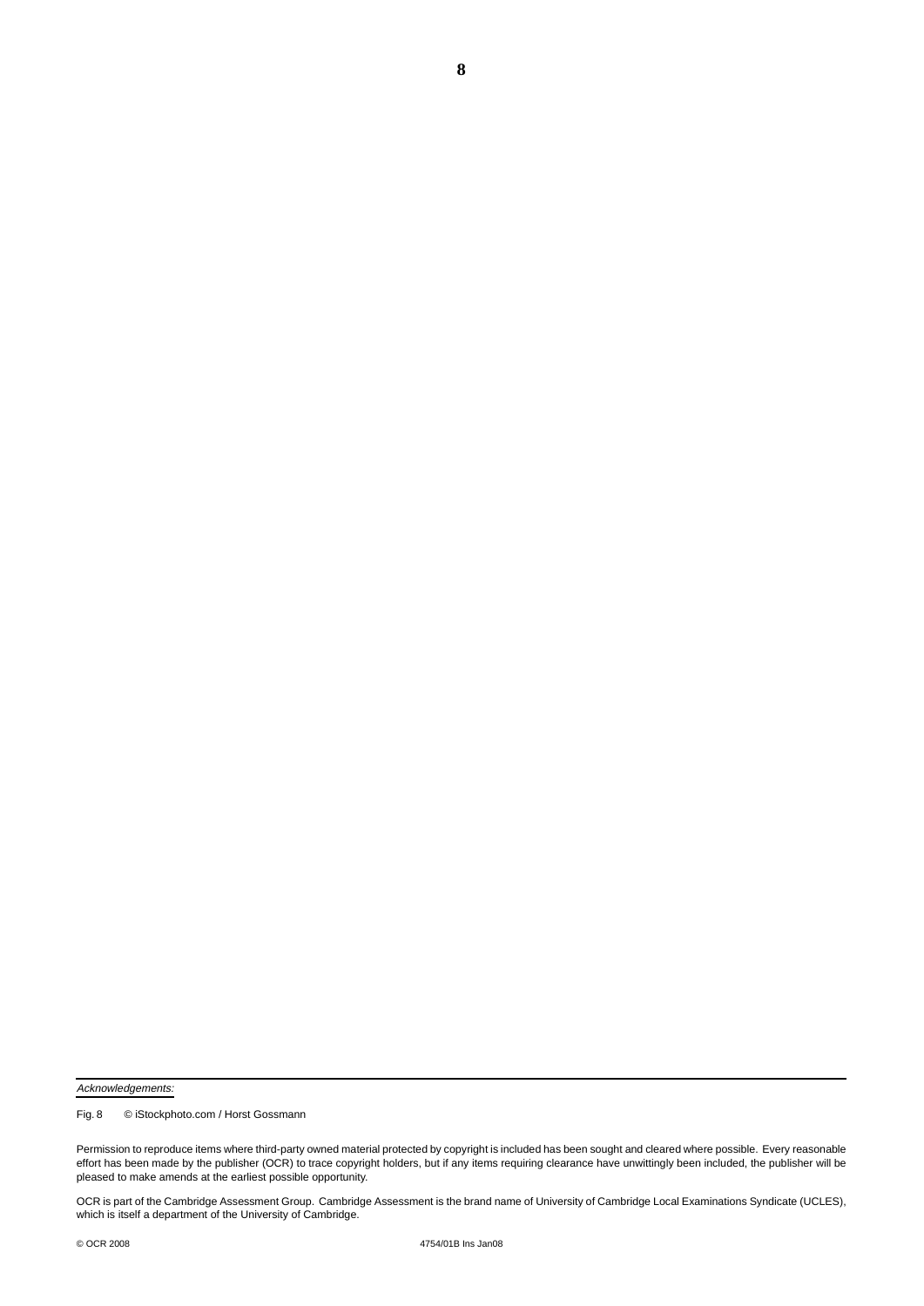*Acknowledgements:*

Fig. 8 © iStockphoto.com / Horst Gossmann

Permission to reproduce items where third-party owned material protected by copyright is included has been sought and cleared where possible. Every reasonable effort has been made by the publisher (OCR) to trace copyright holders, but if any items requiring clearance have unwittingly been included, the publisher will be pleased to make amends at the earliest possible opportunity.

OCR is part of the Cambridge Assessment Group. Cambridge Assessment is the brand name of University of Cambridge Local Examinations Syndicate (UCLES), which is itself a department of the University of Cambridge.

© OCR 2008 4754/01B Ins Jan08